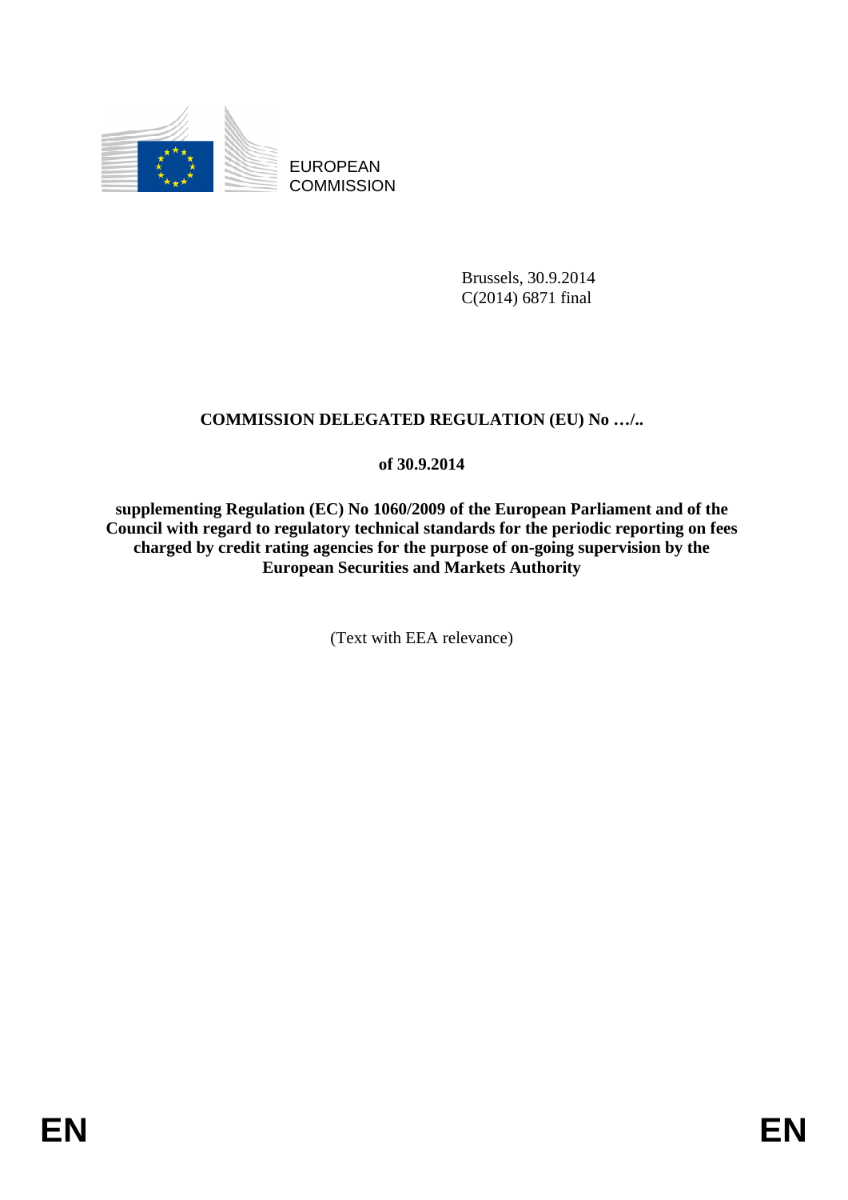EUROPEAN COMMISSION

Brussels, 30.9.2014
C(2014) 6871 final

**COMMISSION DELEGATED REGULATION (EU) No …/..**

**of 30.9.2014**

**supplementing Regulation (EC) No 1060/2009 of the European Parliament and of the Council with regard to regulatory technical standards for the periodic reporting on fees charged by credit rating agencies for the purpose of on-going supervision by the European Securities and Markets Authority**

(Text with EEA relevance)

EN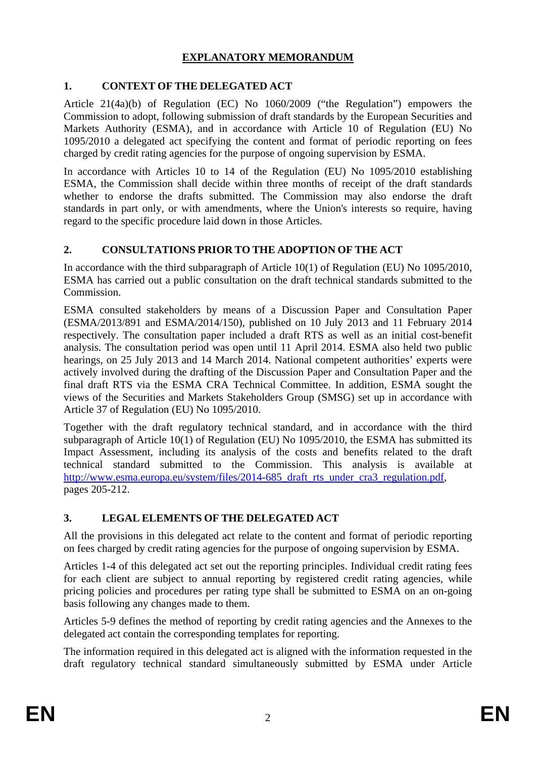# EXPLANATORY MEMORANDUM

## 1. CONTEXT OF THE DELEGATED ACT

Article 21(4a)(b) of Regulation (EC) No 1060/2009 ("the Regulation") empowers the Commission to adopt, following submission of draft standards by the European Securities and Markets Authority (ESMA), and in accordance with Article 10 of Regulation (EU) No 1095/2010 a delegated act specifying the content and format of periodic reporting on fees charged by credit rating agencies for the purpose of ongoing supervision by ESMA.

In accordance with Articles 10 to 14 of the Regulation (EU) No 1095/2010 establishing ESMA, the Commission shall decide within three months of receipt of the draft standards whether to endorse the drafts submitted. The Commission may also endorse the draft standards in part only, or with amendments, where the Union's interests so require, having regard to the specific procedure laid down in those Articles.

## 2. CONSULTATIONS PRIOR TO THE ADOPTION OF THE ACT

In accordance with the third subparagraph of Article 10(1) of Regulation (EU) No 1095/2010, ESMA has carried out a public consultation on the draft technical standards submitted to the Commission.

ESMA consulted stakeholders by means of a Discussion Paper and Consultation Paper (ESMA/2013/891 and ESMA/2014/150), published on 10 July 2013 and 11 February 2014 respectively. The consultation paper included a draft RTS as well as an initial cost-benefit analysis. The consultation period was open until 11 April 2014. ESMA also held two public hearings, on 25 July 2013 and 14 March 2014. National competent authorities' experts were actively involved during the drafting of the Discussion Paper and Consultation Paper and the final draft RTS via the ESMA CRA Technical Committee. In addition, ESMA sought the views of the Securities and Markets Stakeholders Group (SMSG) set up in accordance with Article 37 of Regulation (EU) No 1095/2010.

Together with the draft regulatory technical standard, and in accordance with the third subparagraph of Article 10(1) of Regulation (EU) No 1095/2010, the ESMA has submitted its Impact Assessment, including its analysis of the costs and benefits related to the draft technical standard submitted to the Commission. This analysis is available at http://www.esma.europa.eu/system/files/2014-685_draft_rts_under_cra3_regulation.pdf, pages 205-212.

## 3. LEGAL ELEMENTS OF THE DELEGATED ACT

All the provisions in this delegated act relate to the content and format of periodic reporting on fees charged by credit rating agencies for the purpose of ongoing supervision by ESMA.

Articles 1-4 of this delegated act set out the reporting principles. Individual credit rating fees for each client are subject to annual reporting by registered credit rating agencies, while pricing policies and procedures per rating type shall be submitted to ESMA on an on-going basis following any changes made to them.

Articles 5-9 defines the method of reporting by credit rating agencies and the Annexes to the delegated act contain the corresponding templates for reporting.

The information required in this delegated act is aligned with the information requested in the draft regulatory technical standard simultaneously submitted by ESMA under Article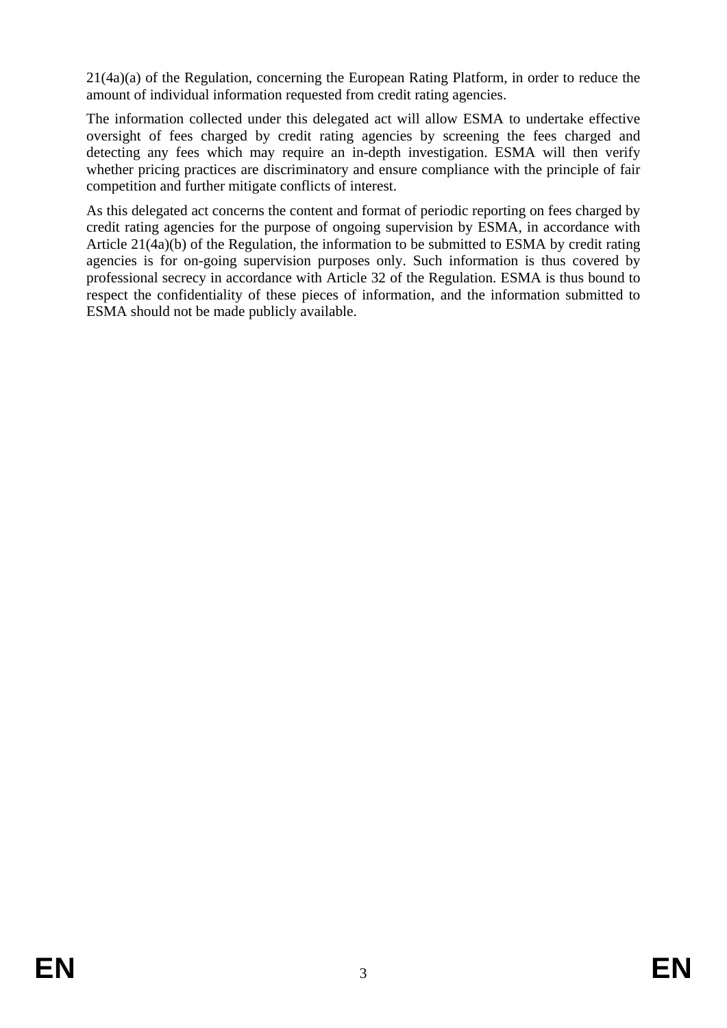21(4a)(a) of the Regulation, concerning the European Rating Platform, in order to reduce the amount of individual information requested from credit rating agencies.

The information collected under this delegated act will allow ESMA to undertake effective oversight of fees charged by credit rating agencies by screening the fees charged and detecting any fees which may require an in-depth investigation. ESMA will then verify whether pricing practices are discriminatory and ensure compliance with the principle of fair competition and further mitigate conflicts of interest.

As this delegated act concerns the content and format of periodic reporting on fees charged by credit rating agencies for the purpose of ongoing supervision by ESMA, in accordance with Article 21(4a)(b) of the Regulation, the information to be submitted to ESMA by credit rating agencies is for on-going supervision purposes only. Such information is thus covered by professional secrecy in accordance with Article 32 of the Regulation. ESMA is thus bound to respect the confidentiality of these pieces of information, and the information submitted to ESMA should not be made publicly available.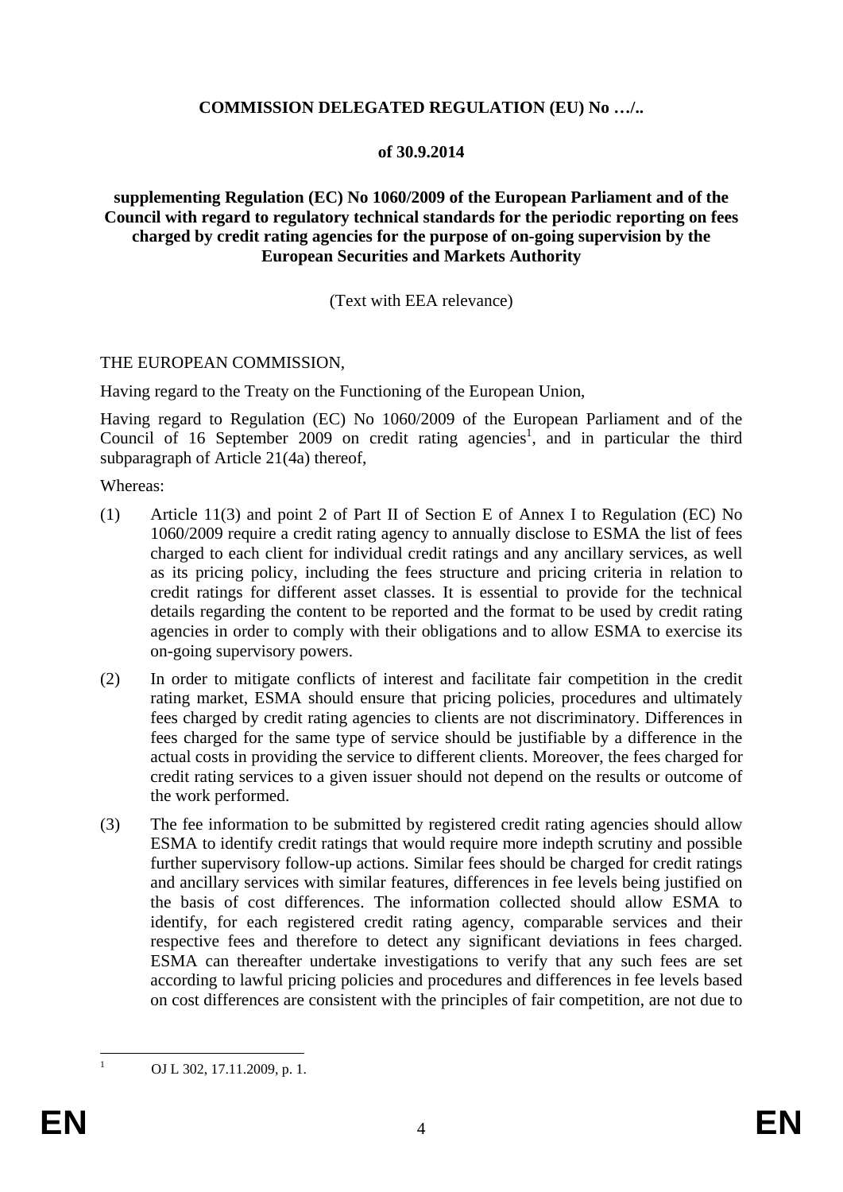**COMMISSION DELEGATED REGULATION (EU) No …/..**

**of 30.9.2014**

**supplementing Regulation (EC) No 1060/2009 of the European Parliament and of the Council with regard to regulatory technical standards for the periodic reporting on fees charged by credit rating agencies for the purpose of on-going supervision by the European Securities and Markets Authority**

(Text with EEA relevance)

THE EUROPEAN COMMISSION,

Having regard to the Treaty on the Functioning of the European Union,

Having regard to Regulation (EC) No 1060/2009 of the European Parliament and of the Council of 16 September 2009 on credit rating agencies[1], and in particular the third subparagraph of Article 21(4a) thereof,

Whereas:

(1) Article 11(3) and point 2 of Part II of Section E of Annex I to Regulation (EC) No 1060/2009 require a credit rating agency to annually disclose to ESMA the list of fees charged to each client for individual credit ratings and any ancillary services, as well as its pricing policy, including the fees structure and pricing criteria in relation to credit ratings for different asset classes. It is essential to provide for the technical details regarding the content to be reported and the format to be used by credit rating agencies in order to comply with their obligations and to allow ESMA to exercise its on-going supervisory powers.

(2) In order to mitigate conflicts of interest and facilitate fair competition in the credit rating market, ESMA should ensure that pricing policies, procedures and ultimately fees charged by credit rating agencies to clients are not discriminatory. Differences in fees charged for the same type of service should be justifiable by a difference in the actual costs in providing the service to different clients. Moreover, the fees charged for credit rating services to a given issuer should not depend on the results or outcome of the work performed.

(3) The fee information to be submitted by registered credit rating agencies should allow ESMA to identify credit ratings that would require more indepth scrutiny and possible further supervisory follow-up actions. Similar fees should be charged for credit ratings and ancillary services with similar features, differences in fee levels being justified on the basis of cost differences. The information collected should allow ESMA to identify, for each registered credit rating agency, comparable services and their respective fees and therefore to detect any significant deviations in fees charged. ESMA can thereafter undertake investigations to verify that any such fees are set according to lawful pricing policies and procedures and differences in fee levels based on cost differences are consistent with the principles of fair competition, are not due to

[1] OJ L 302, 17.11.2009, p. 1.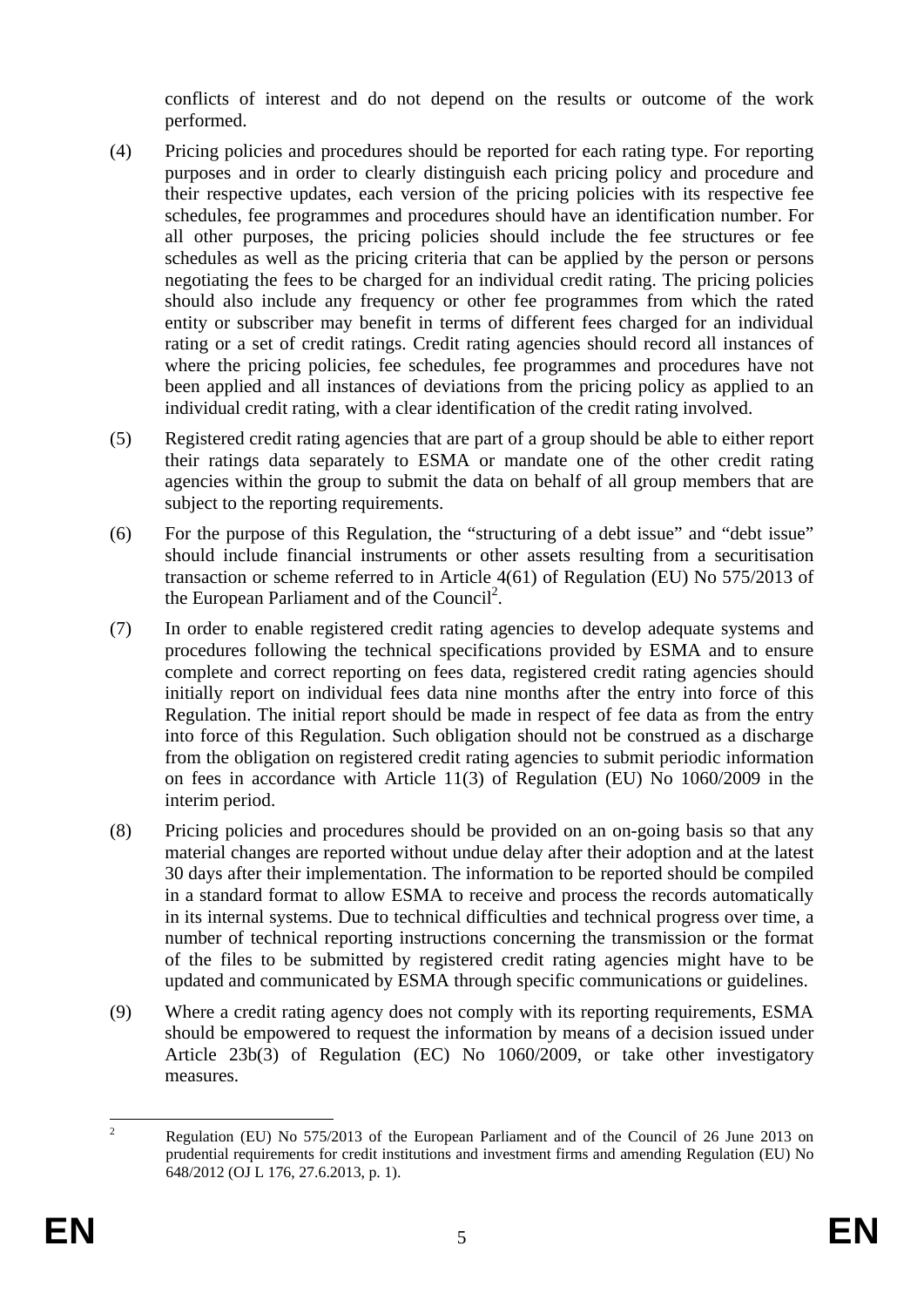conflicts of interest and do not depend on the results or outcome of the work performed.

(4) Pricing policies and procedures should be reported for each rating type. For reporting purposes and in order to clearly distinguish each pricing policy and procedure and their respective updates, each version of the pricing policies with its respective fee schedules, fee programmes and procedures should have an identification number. For all other purposes, the pricing policies should include the fee structures or fee schedules as well as the pricing criteria that can be applied by the person or persons negotiating the fees to be charged for an individual credit rating. The pricing policies should also include any frequency or other fee programmes from which the rated entity or subscriber may benefit in terms of different fees charged for an individual rating or a set of credit ratings. Credit rating agencies should record all instances of where the pricing policies, fee schedules, fee programmes and procedures have not been applied and all instances of deviations from the pricing policy as applied to an individual credit rating, with a clear identification of the credit rating involved.

(5) Registered credit rating agencies that are part of a group should be able to either report their ratings data separately to ESMA or mandate one of the other credit rating agencies within the group to submit the data on behalf of all group members that are subject to the reporting requirements.

(6) For the purpose of this Regulation, the "structuring of a debt issue" and "debt issue" should include financial instruments or other assets resulting from a securitisation transaction or scheme referred to in Article 4(61) of Regulation (EU) No 575/2013 of the European Parliament and of the Council[2].

(7) In order to enable registered credit rating agencies to develop adequate systems and procedures following the technical specifications provided by ESMA and to ensure complete and correct reporting on fees data, registered credit rating agencies should initially report on individual fees data nine months after the entry into force of this Regulation. The initial report should be made in respect of fee data as from the entry into force of this Regulation. Such obligation should not be construed as a discharge from the obligation on registered credit rating agencies to submit periodic information on fees in accordance with Article 11(3) of Regulation (EU) No 1060/2009 in the interim period.

(8) Pricing policies and procedures should be provided on an on-going basis so that any material changes are reported without undue delay after their adoption and at the latest 30 days after their implementation. The information to be reported should be compiled in a standard format to allow ESMA to receive and process the records automatically in its internal systems. Due to technical difficulties and technical progress over time, a number of technical reporting instructions concerning the transmission or the format of the files to be submitted by registered credit rating agencies might have to be updated and communicated by ESMA through specific communications or guidelines.

(9) Where a credit rating agency does not comply with its reporting requirements, ESMA should be empowered to request the information by means of a decision issued under Article 23b(3) of Regulation (EC) No 1060/2009, or take other investigatory measures.

---

[2] Regulation (EU) No 575/2013 of the European Parliament and of the Council of 26 June 2013 on prudential requirements for credit institutions and investment firms and amending Regulation (EU) No 648/2012 (OJ L 176, 27.6.2013, p. 1).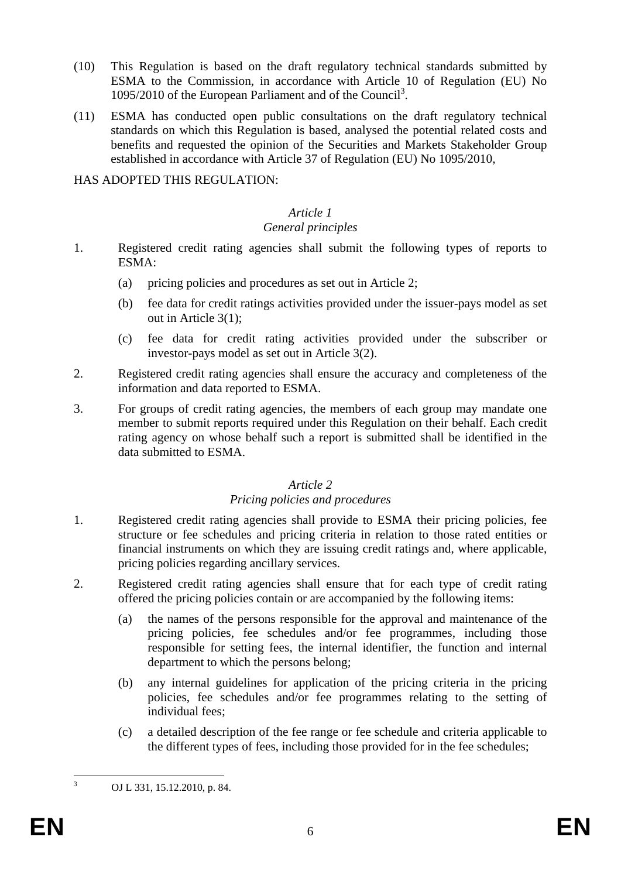(10) This Regulation is based on the draft regulatory technical standards submitted by ESMA to the Commission, in accordance with Article 10 of Regulation (EU) No 1095/2010 of the European Parliament and of the Council[3].

(11) ESMA has conducted open public consultations on the draft regulatory technical standards on which this Regulation is based, analysed the potential related costs and benefits and requested the opinion of the Securities and Markets Stakeholder Group established in accordance with Article 37 of Regulation (EU) No 1095/2010,

HAS ADOPTED THIS REGULATION:

*Article 1*
*General principles*

1. Registered credit rating agencies shall submit the following types of reports to ESMA:

   (a) pricing policies and procedures as set out in Article 2;

   (b) fee data for credit ratings activities provided under the issuer-pays model as set out in Article 3(1);

   (c) fee data for credit rating activities provided under the subscriber or investor-pays model as set out in Article 3(2).

2. Registered credit rating agencies shall ensure the accuracy and completeness of the information and data reported to ESMA.

3. For groups of credit rating agencies, the members of each group may mandate one member to submit reports required under this Regulation on their behalf. Each credit rating agency on whose behalf such a report is submitted shall be identified in the data submitted to ESMA.

*Article 2*
*Pricing policies and procedures*

1. Registered credit rating agencies shall provide to ESMA their pricing policies, fee structure or fee schedules and pricing criteria in relation to those rated entities or financial instruments on which they are issuing credit ratings and, where applicable, pricing policies regarding ancillary services.

2. Registered credit rating agencies shall ensure that for each type of credit rating offered the pricing policies contain or are accompanied by the following items:

   (a) the names of the persons responsible for the approval and maintenance of the pricing policies, fee schedules and/or fee programmes, including those responsible for setting fees, the internal identifier, the function and internal department to which the persons belong;

   (b) any internal guidelines for application of the pricing criteria in the pricing policies, fee schedules and/or fee programmes relating to the setting of individual fees;

   (c) a detailed description of the fee range or fee schedule and criteria applicable to the different types of fees, including those provided for in the fee schedules;

[3] OJ L 331, 15.12.2010, p. 84.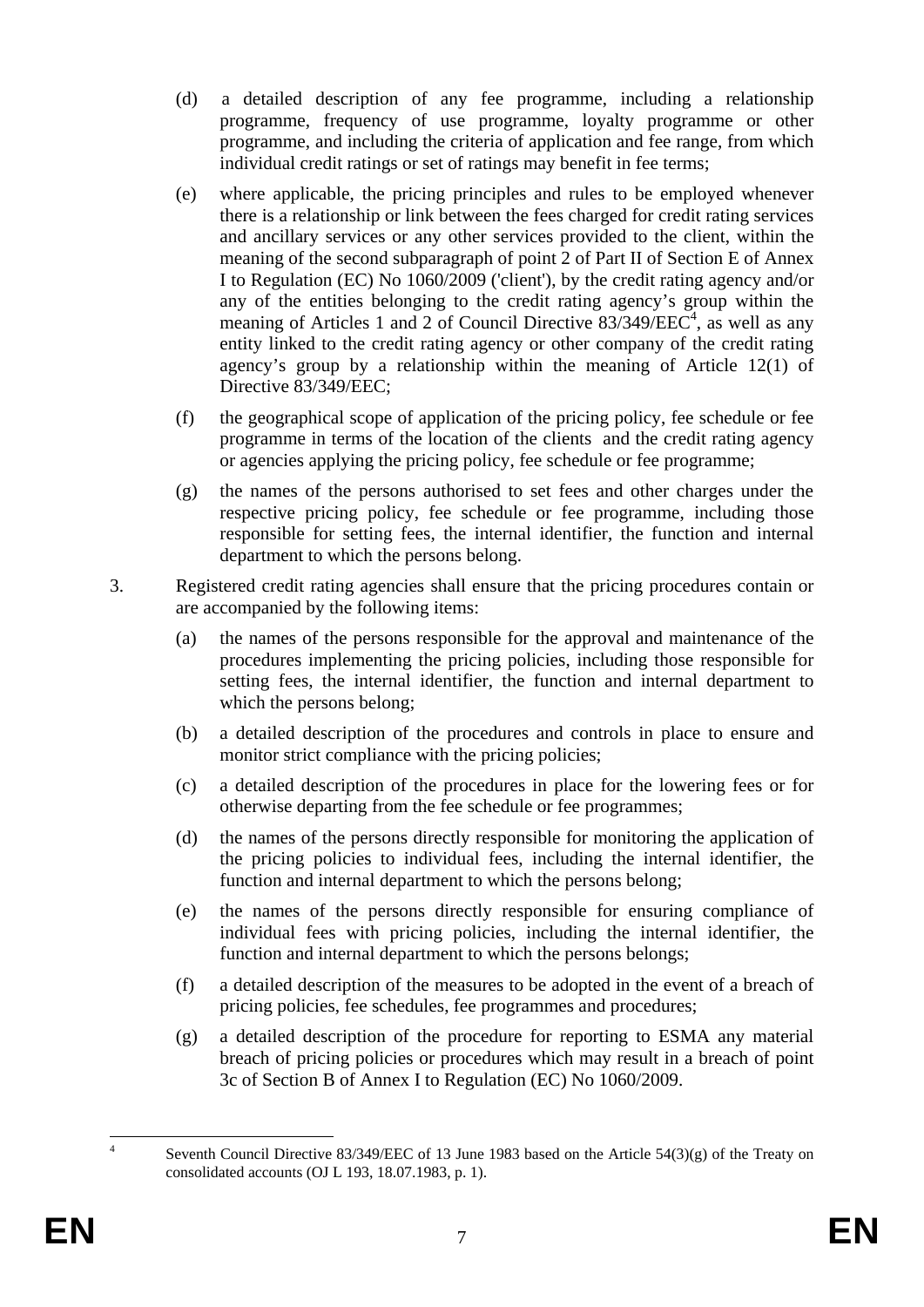(d) a detailed description of any fee programme, including a relationship programme, frequency of use programme, loyalty programme or other programme, and including the criteria of application and fee range, from which individual credit ratings or set of ratings may benefit in fee terms;

(e) where applicable, the pricing principles and rules to be employed whenever there is a relationship or link between the fees charged for credit rating services and ancillary services or any other services provided to the client, within the meaning of the second subparagraph of point 2 of Part II of Section E of Annex I to Regulation (EC) No 1060/2009 ('client'), by the credit rating agency and/or any of the entities belonging to the credit rating agency's group within the meaning of Articles 1 and 2 of Council Directive 83/349/EEC[4], as well as any entity linked to the credit rating agency or other company of the credit rating agency's group by a relationship within the meaning of Article 12(1) of Directive 83/349/EEC;

(f) the geographical scope of application of the pricing policy, fee schedule or fee programme in terms of the location of the clients and the credit rating agency or agencies applying the pricing policy, fee schedule or fee programme;

(g) the names of the persons authorised to set fees and other charges under the respective pricing policy, fee schedule or fee programme, including those responsible for setting fees, the internal identifier, the function and internal department to which the persons belong.

3. Registered credit rating agencies shall ensure that the pricing procedures contain or are accompanied by the following items:

(a) the names of the persons responsible for the approval and maintenance of the procedures implementing the pricing policies, including those responsible for setting fees, the internal identifier, the function and internal department to which the persons belong;

(b) a detailed description of the procedures and controls in place to ensure and monitor strict compliance with the pricing policies;

(c) a detailed description of the procedures in place for the lowering fees or for otherwise departing from the fee schedule or fee programmes;

(d) the names of the persons directly responsible for monitoring the application of the pricing policies to individual fees, including the internal identifier, the function and internal department to which the persons belong;

(e) the names of the persons directly responsible for ensuring compliance of individual fees with pricing policies, including the internal identifier, the function and internal department to which the persons belongs;

(f) a detailed description of the measures to be adopted in the event of a breach of pricing policies, fee schedules, fee programmes and procedures;

(g) a detailed description of the procedure for reporting to ESMA any material breach of pricing policies or procedures which may result in a breach of point 3c of Section B of Annex I to Regulation (EC) No 1060/2009.

---

[4] Seventh Council Directive 83/349/EEC of 13 June 1983 based on the Article 54(3)(g) of the Treaty on consolidated accounts (OJ L 193, 18.07.1983, p. 1).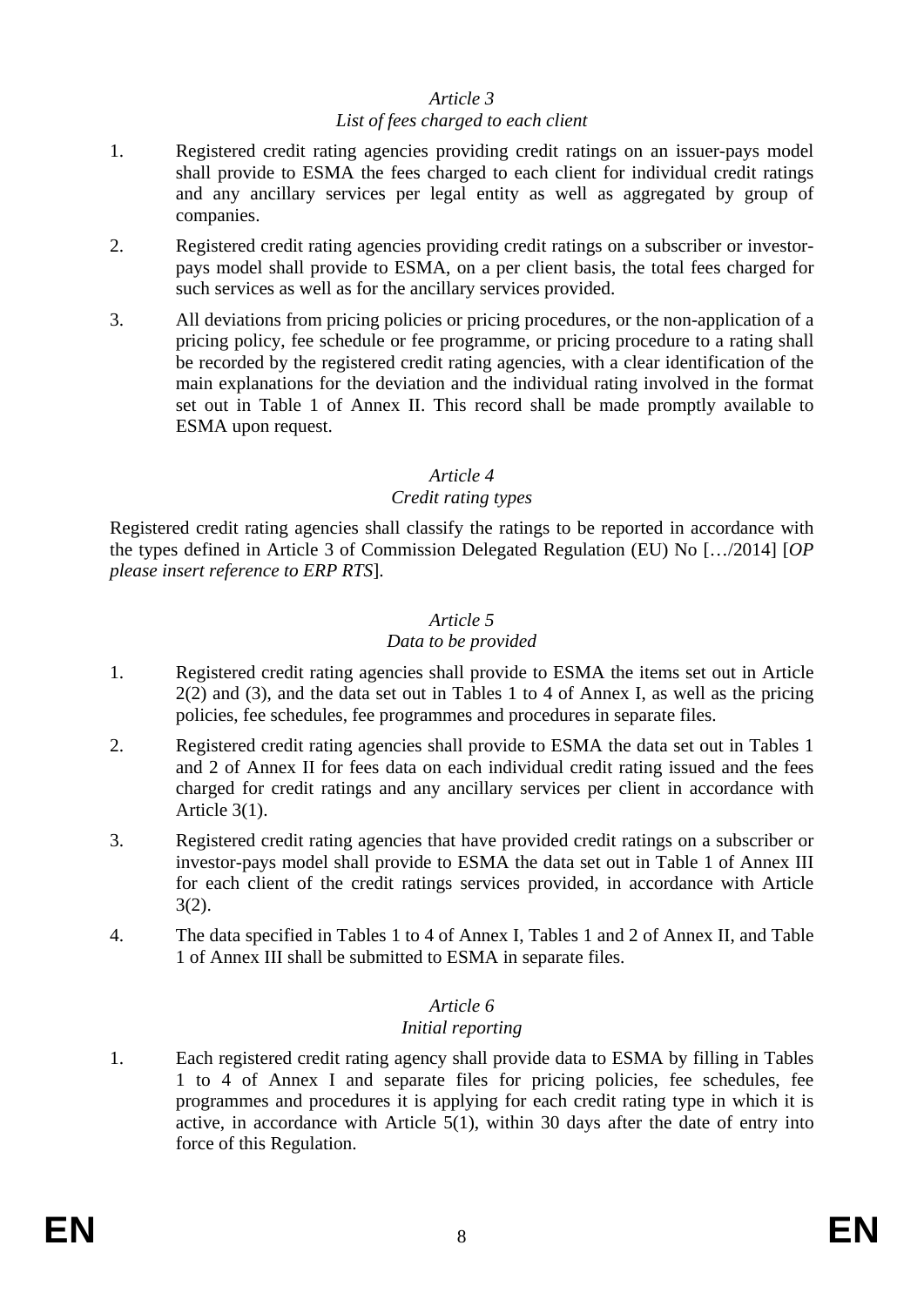*Article 3*

*List of fees charged to each client*

1. Registered credit rating agencies providing credit ratings on an issuer-pays model shall provide to ESMA the fees charged to each client for individual credit ratings and any ancillary services per legal entity as well as aggregated by group of companies.

2. Registered credit rating agencies providing credit ratings on a subscriber or investor-pays model shall provide to ESMA, on a per client basis, the total fees charged for such services as well as for the ancillary services provided.

3. All deviations from pricing policies or pricing procedures, or the non-application of a pricing policy, fee schedule or fee programme, or pricing procedure to a rating shall be recorded by the registered credit rating agencies, with a clear identification of the main explanations for the deviation and the individual rating involved in the format set out in Table 1 of Annex II. This record shall be made promptly available to ESMA upon request.

*Article 4*

*Credit rating types*

Registered credit rating agencies shall classify the ratings to be reported in accordance with the types defined in Article 3 of Commission Delegated Regulation (EU) No […/2014] [*OP please insert reference to ERP RTS*].

*Article 5*

*Data to be provided*

1. Registered credit rating agencies shall provide to ESMA the items set out in Article 2(2) and (3), and the data set out in Tables 1 to 4 of Annex I, as well as the pricing policies, fee schedules, fee programmes and procedures in separate files.

2. Registered credit rating agencies shall provide to ESMA the data set out in Tables 1 and 2 of Annex II for fees data on each individual credit rating issued and the fees charged for credit ratings and any ancillary services per client in accordance with Article 3(1).

3. Registered credit rating agencies that have provided credit ratings on a subscriber or investor-pays model shall provide to ESMA the data set out in Table 1 of Annex III for each client of the credit ratings services provided, in accordance with Article 3(2).

4. The data specified in Tables 1 to 4 of Annex I, Tables 1 and 2 of Annex II, and Table 1 of Annex III shall be submitted to ESMA in separate files.

*Article 6*

*Initial reporting*

1. Each registered credit rating agency shall provide data to ESMA by filling in Tables 1 to 4 of Annex I and separate files for pricing policies, fee schedules, fee programmes and procedures it is applying for each credit rating type in which it is active, in accordance with Article 5(1), within 30 days after the date of entry into force of this Regulation.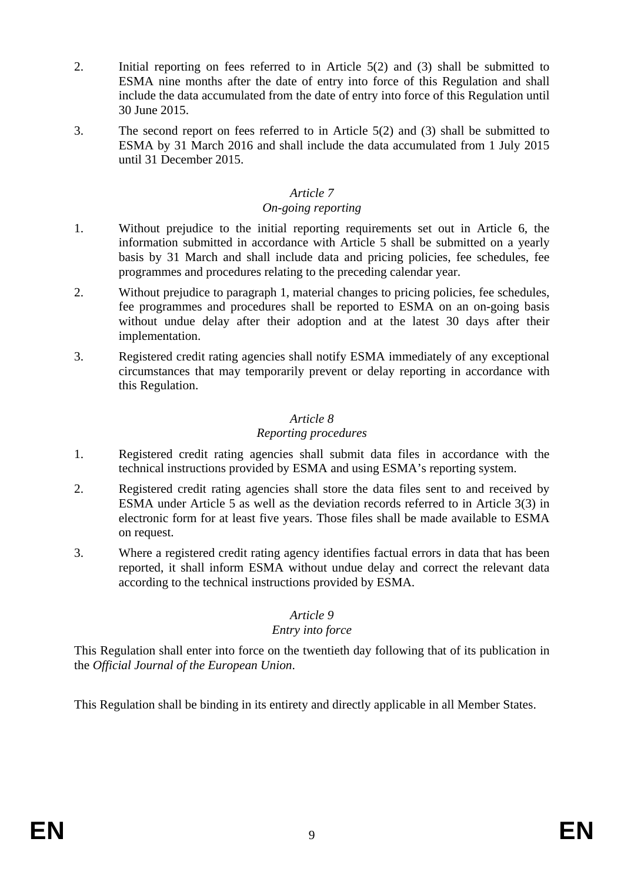2. Initial reporting on fees referred to in Article 5(2) and (3) shall be submitted to ESMA nine months after the date of entry into force of this Regulation and shall include the data accumulated from the date of entry into force of this Regulation until 30 June 2015.

3. The second report on fees referred to in Article 5(2) and (3) shall be submitted to ESMA by 31 March 2016 and shall include the data accumulated from 1 July 2015 until 31 December 2015.

*Article 7*

*On-going reporting*

1. Without prejudice to the initial reporting requirements set out in Article 6, the information submitted in accordance with Article 5 shall be submitted on a yearly basis by 31 March and shall include data and pricing policies, fee schedules, fee programmes and procedures relating to the preceding calendar year.

2. Without prejudice to paragraph 1, material changes to pricing policies, fee schedules, fee programmes and procedures shall be reported to ESMA on an on-going basis without undue delay after their adoption and at the latest 30 days after their implementation.

3. Registered credit rating agencies shall notify ESMA immediately of any exceptional circumstances that may temporarily prevent or delay reporting in accordance with this Regulation.

*Article 8*

*Reporting procedures*

1. Registered credit rating agencies shall submit data files in accordance with the technical instructions provided by ESMA and using ESMA's reporting system.

2. Registered credit rating agencies shall store the data files sent to and received by ESMA under Article 5 as well as the deviation records referred to in Article 3(3) in electronic form for at least five years. Those files shall be made available to ESMA on request.

3. Where a registered credit rating agency identifies factual errors in data that has been reported, it shall inform ESMA without undue delay and correct the relevant data according to the technical instructions provided by ESMA.

*Article 9*

*Entry into force*

This Regulation shall enter into force on the twentieth day following that of its publication in the *Official Journal of the European Union*.

This Regulation shall be binding in its entirety and directly applicable in all Member States.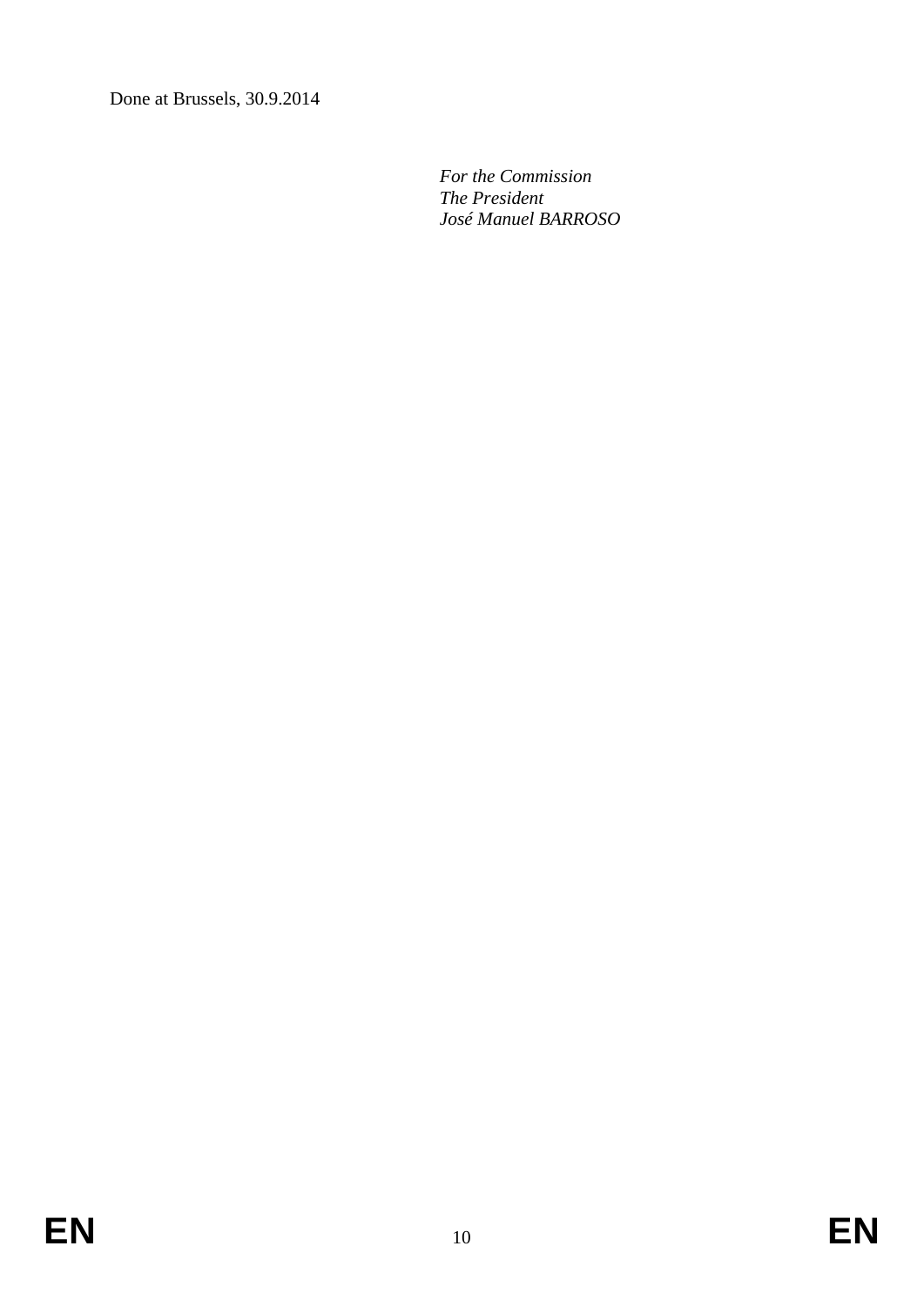Done at Brussels, 30.9.2014

*For the Commission*
*The President*
*José Manuel BARROSO*